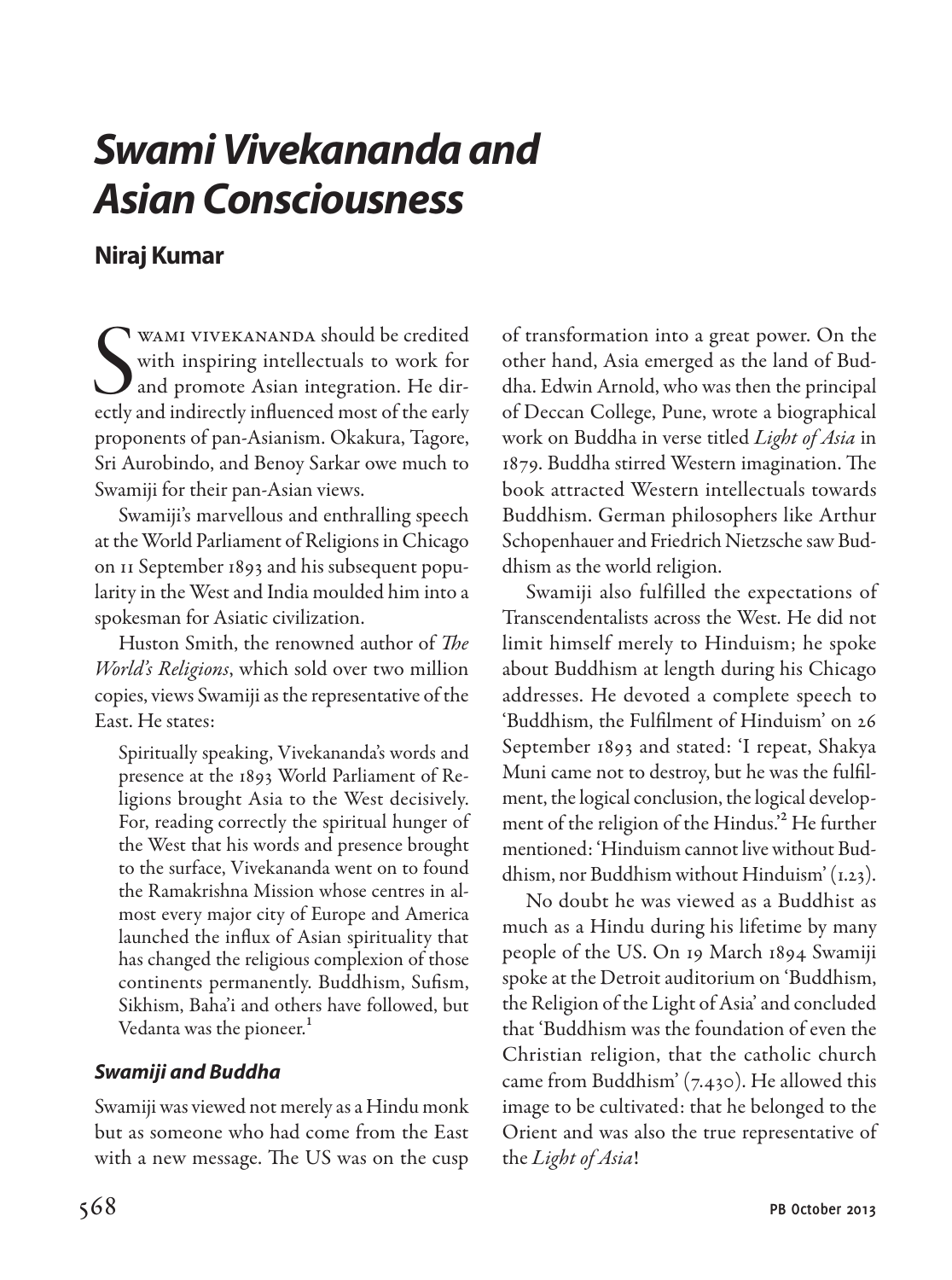# *Swami Vivekananda and Asian Consciousness*

**Niraj Kumar**

Swami Vivekananda should be credited with inspiring intellectuals to work for and promote Asian integration. He directly and indirectly influenced most of the early proponents of pan-Asianism. Okakura, Tagore, Sri Aurobindo, and Benoy Sarkar owe much to Swamiji for their pan-Asian views.

Swamiji's marvellous and enthralling speech at the World Parliament of Religions in Chicago on 11 September 1893 and his subsequent popularity in the West and India moulded him into a spokesman for Asiatic civilization.

Huston Smith, the renowned author of *The World's Religions*, which sold over two million copies, views Swamiji as the representative of the East. He states:

> Spiritually speaking, Vivekananda's words and presence at the 1893 World Parliament of Religions brought Asia to the West decisively. For, reading correctly the spiritual hunger of the West that his words and presence brought to the surface, Vivekananda went on to found the Ramakrishna Mission whose centres in almost every major city of Europe and America launched the influx of Asian spirituality that has changed the religious complexion of those continents permanently. Buddhism, Sufism, Sikhism, Baha'i and others have followed, but Vedanta was the pioneer.[1]

### *Swamiji and Buddha*

Swamiji was viewed not merely as a Hindu monk but as someone who had come from the East with a new message. The US was on the cusp of transformation into a great power. On the other hand, Asia emerged as the land of Buddha. Edwin Arnold, who was then the principal of Deccan College, Pune, wrote a biographical work on Buddha in verse titled *Light of Asia* in 1879. Buddha stirred Western imagination. The book attracted Western intellectuals towards Buddhism. German philosophers like Arthur Schopenhauer and Friedrich Nietzsche saw Buddhism as the world religion.

Swamiji also fulfilled the expectations of Transcendentalists across the West. He did not limit himself merely to Hinduism; he spoke about Buddhism at length during his Chicago addresses. He devoted a complete speech to 'Buddhism, the Fulfilment of Hinduism' on 26 September 1893 and stated: 'I repeat, Shakya Muni came not to destroy, but he was the fulfilment, the logical conclusion, the logical development of the religion of the Hindus.'[2] He further mentioned: 'Hinduism cannot live without Buddhism, nor Buddhism without Hinduism' (1.23).

No doubt he was viewed as a Buddhist as much as a Hindu during his lifetime by many people of the US. On 19 March 1894 Swamiji spoke at the Detroit auditorium on 'Buddhism, the Religion of the Light of Asia' and concluded that 'Buddhism was the foundation of even the Christian religion, that the catholic church came from Buddhism' (7.430). He allowed this image to be cultivated: that he belonged to the Orient and was also the true representative of the *Light of Asia*!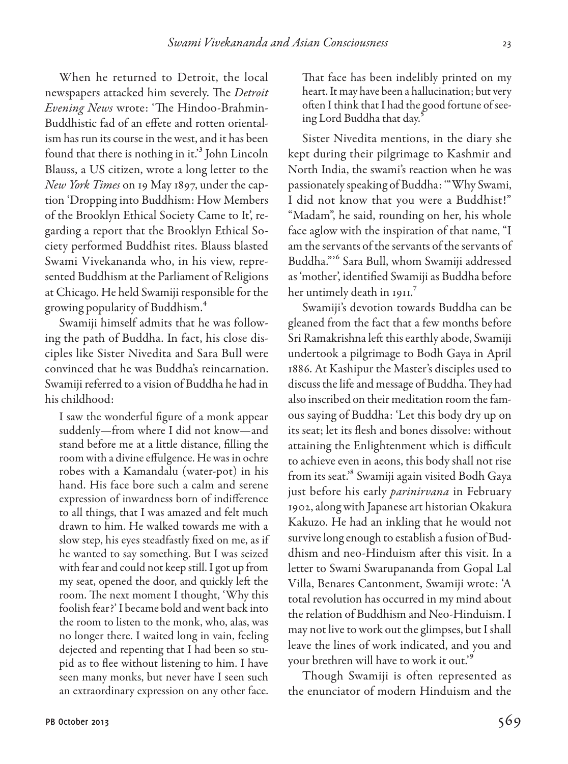When he returned to Detroit, the local newspapers attacked him severely. The *Detroit Evening News* wrote: 'The Hindoo-Brahmin-Buddhistic fad of an effete and rotten orientalism has run its course in the west, and it has been found that there is nothing in it.'[3] John Lincoln Blauss, a US citizen, wrote a long letter to the *New York Times* on 19 May 1897, under the caption 'Dropping into Buddhism: How Members of the Brooklyn Ethical Society Came to It', regarding a report that the Brooklyn Ethical Society performed Buddhist rites. Blauss blasted Swami Vivekananda who, in his view, represented Buddhism at the Parliament of Religions at Chicago. He held Swamiji responsible for the growing popularity of Buddhism.[4]

Swamiji himself admits that he was following the path of Buddha. In fact, his close disciples like Sister Nivedita and Sara Bull were convinced that he was Buddha's reincarnation. Swamiji referred to a vision of Buddha he had in his childhood:

> I saw the wonderful figure of a monk appear suddenly—from where I did not know—and stand before me at a little distance, filling the room with a divine effulgence. He was in ochre robes with a Kamandalu (water-pot) in his hand. His face bore such a calm and serene expression of inwardness born of indifference to all things, that I was amazed and felt much drawn to him. He walked towards me with a slow step, his eyes steadfastly fixed on me, as if he wanted to say something. But I was seized with fear and could not keep still. I got up from my seat, opened the door, and quickly left the room. The next moment I thought, 'Why this foolish fear?' I became bold and went back into the room to listen to the monk, who, alas, was no longer there. I waited long in vain, feeling dejected and repenting that I had been so stupid as to flee without listening to him. I have seen many monks, but never have I seen such an extraordinary expression on any other face. That face has been indelibly printed on my heart. It may have been a hallucination; but very often I think that I had the good fortune of seeing Lord Buddha that day.[5]

Sister Nivedita mentions, in the diary she kept during their pilgrimage to Kashmir and North India, the swami's reaction when he was passionately speaking of Buddha: '"Why Swami, I did not know that you were a Buddhist!" "Madam", he said, rounding on her, his whole face aglow with the inspiration of that name, "I am the servants of the servants of the servants of Buddha."'[6] Sara Bull, whom Swamiji addressed as 'mother', identified Swamiji as Buddha before her untimely death in 1911.[7]

Swamiji's devotion towards Buddha can be gleaned from the fact that a few months before Sri Ramakrishna left this earthly abode, Swamiji undertook a pilgrimage to Bodh Gaya in April 1886. At Kashipur the Master's disciples used to discuss the life and message of Buddha. They had also inscribed on their meditation room the famous saying of Buddha: 'Let this body dry up on its seat; let its flesh and bones dissolve: without attaining the Enlightenment which is difficult to achieve even in aeons, this body shall not rise from its seat.'[8] Swamiji again visited Bodh Gaya just before his early *parinirvana* in February 1902, along with Japanese art historian Okakura Kakuzo. He had an inkling that he would not survive long enough to establish a fusion of Buddhism and neo-Hinduism after this visit. In a letter to Swami Swarupananda from Gopal Lal Villa, Benares Cantonment, Swamiji wrote: 'A total revolution has occurred in my mind about the relation of Buddhism and Neo-Hinduism. I may not live to work out the glimpses, but I shall leave the lines of work indicated, and you and your brethren will have to work it out.'[9]

Though Swamiji is often represented as the enunciator of modern Hinduism and the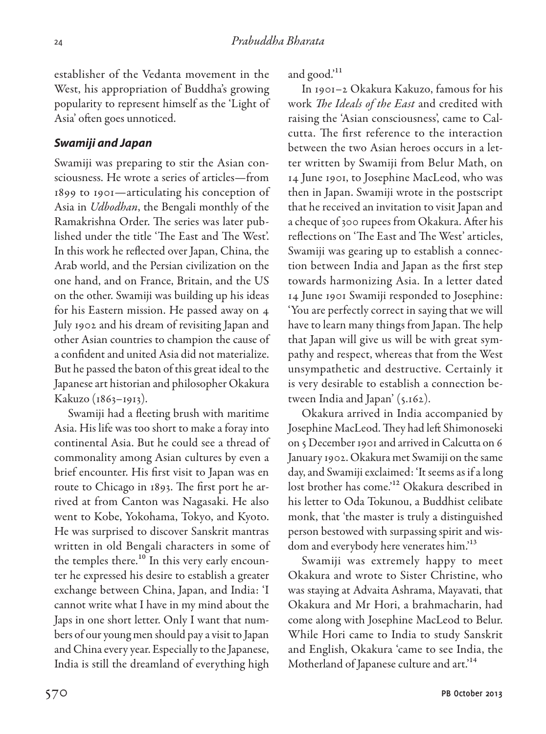establisher of the Vedanta movement in the West, his appropriation of Buddha's growing popularity to represent himself as the 'Light of Asia' often goes unnoticed.

### *Swamiji and Japan*

Swamiji was preparing to stir the Asian consciousness. He wrote a series of articles—from 1899 to 1901—articulating his conception of Asia in *Udbodhan*, the Bengali monthly of the Ramakrishna Order. The series was later published under the title 'The East and The West'. In this work he reflected over Japan, China, the Arab world, and the Persian civilization on the one hand, and on France, Britain, and the US on the other. Swamiji was building up his ideas for his Eastern mission. He passed away on 4 July 1902 and his dream of revisiting Japan and other Asian countries to champion the cause of a confident and united Asia did not materialize. But he passed the baton of this great ideal to the Japanese art historian and philosopher Okakura Kakuzo (1863–1913).

Swamiji had a fleeting brush with maritime Asia. His life was too short to make a foray into continental Asia. But he could see a thread of commonality among Asian cultures by even a brief encounter. His first visit to Japan was en route to Chicago in 1893. The first port he arrived at from Canton was Nagasaki. He also went to Kobe, Yokohama, Tokyo, and Kyoto. He was surprised to discover Sanskrit mantras written in old Bengali characters in some of the temples there.[10] In this very early encounter he expressed his desire to establish a greater exchange between China, Japan, and India: 'I cannot write what I have in my mind about the Japs in one short letter. Only I want that numbers of our young men should pay a visit to Japan and China every year. Especially to the Japanese, India is still the dreamland of everything high and good.'[11]

In 1901–2 Okakura Kakuzo, famous for his work *The Ideals of the East* and credited with raising the 'Asian consciousness', came to Calcutta. The first reference to the interaction between the two Asian heroes occurs in a letter written by Swamiji from Belur Math, on 14 June 1901, to Josephine MacLeod, who was then in Japan. Swamiji wrote in the postscript that he received an invitation to visit Japan and a cheque of 300 rupees from Okakura. After his reflections on 'The East and The West' articles, Swamiji was gearing up to establish a connection between India and Japan as the first step towards harmonizing Asia. In a letter dated 14 June 1901 Swamiji responded to Josephine: 'You are perfectly correct in saying that we will have to learn many things from Japan. The help that Japan will give us will be with great sympathy and respect, whereas that from the West unsympathetic and destructive. Certainly it is very desirable to establish a connection between India and Japan' (5.162).

Okakura arrived in India accompanied by Josephine MacLeod. They had left Shimonoseki on 5 December 1901 and arrived in Calcutta on 6 January 1902. Okakura met Swamiji on the same day, and Swamiji exclaimed: 'It seems as if a long lost brother has come.'[12] Okakura described in his letter to Oda Tokunou, a Buddhist celibate monk, that 'the master is truly a distinguished person bestowed with surpassing spirit and wisdom and everybody here venerates him.'[13]

Swamiji was extremely happy to meet Okakura and wrote to Sister Christine, who was staying at Advaita Ashrama, Mayavati, that Okakura and Mr Hori, a brahmacharin, had come along with Josephine MacLeod to Belur. While Hori came to India to study Sanskrit and English, Okakura 'came to see India, the Motherland of Japanese culture and art.'[14]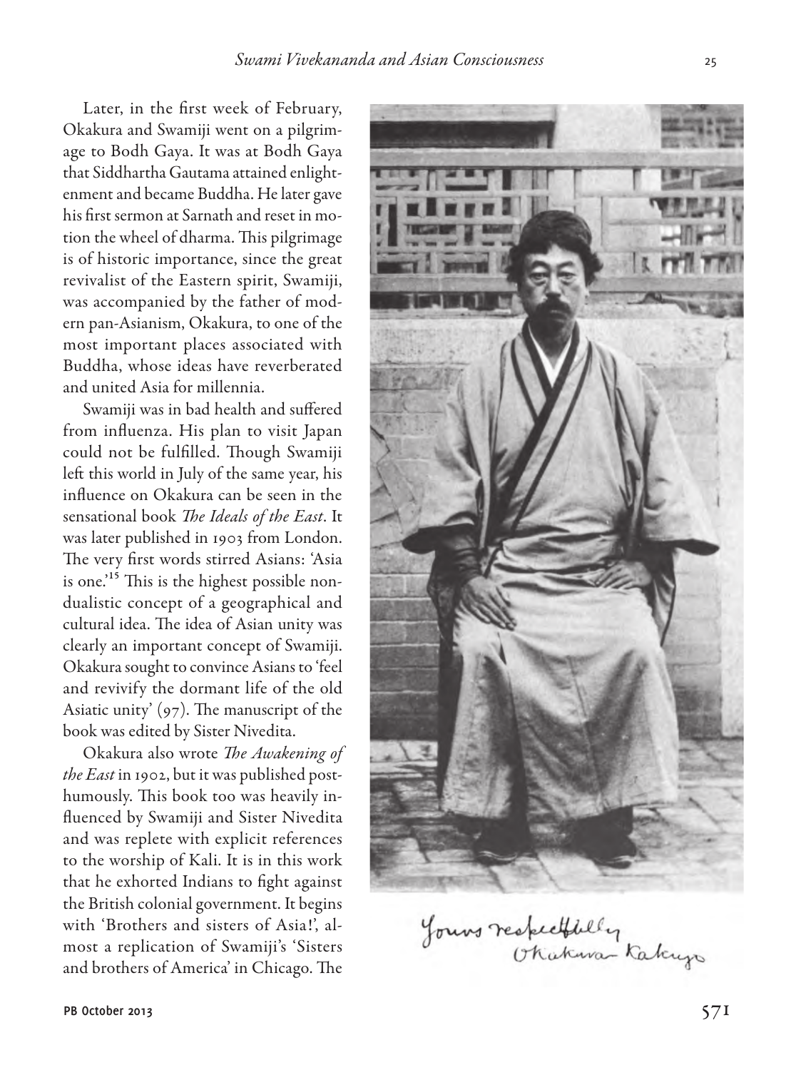Later, in the first week of February, Okakura and Swamiji went on a pilgrimage to Bodh Gaya. It was at Bodh Gaya that Siddhartha Gautama attained enlightenment and became Buddha. He later gave his first sermon at Sarnath and reset in motion the wheel of dharma. This pilgrimage is of historic importance, since the great revivalist of the Eastern spirit, Swamiji, was accompanied by the father of modern pan-Asianism, Okakura, to one of the most important places associated with Buddha, whose ideas have reverberated and united Asia for millennia.

Swamiji was in bad health and suffered from influenza. His plan to visit Japan could not be fulfilled. Though Swamiji left this world in July of the same year, his influence on Okakura can be seen in the sensational book *The Ideals of the East*. It was later published in 1903 from London. The very first words stirred Asians: 'Asia is one.'[15] This is the highest possible non-dualistic concept of a geographical and cultural idea. The idea of Asian unity was clearly an important concept of Swamiji. Okakura sought to convince Asians to 'feel and revivify the dormant life of the old Asiatic unity' (97). The manuscript of the book was edited by Sister Nivedita.

Okakura also wrote *The Awakening of the East* in 1902, but it was published posthumously. This book too was heavily influenced by Swamiji and Sister Nivedita and was replete with explicit references to the worship of Kali. It is in this work that he exhorted Indians to fight against the British colonial government. It begins with 'Brothers and sisters of Asia!', almost a replication of Swamiji's 'Sisters and brothers of America' in Chicago. The

Yours respectfully
Okakura Kakuzo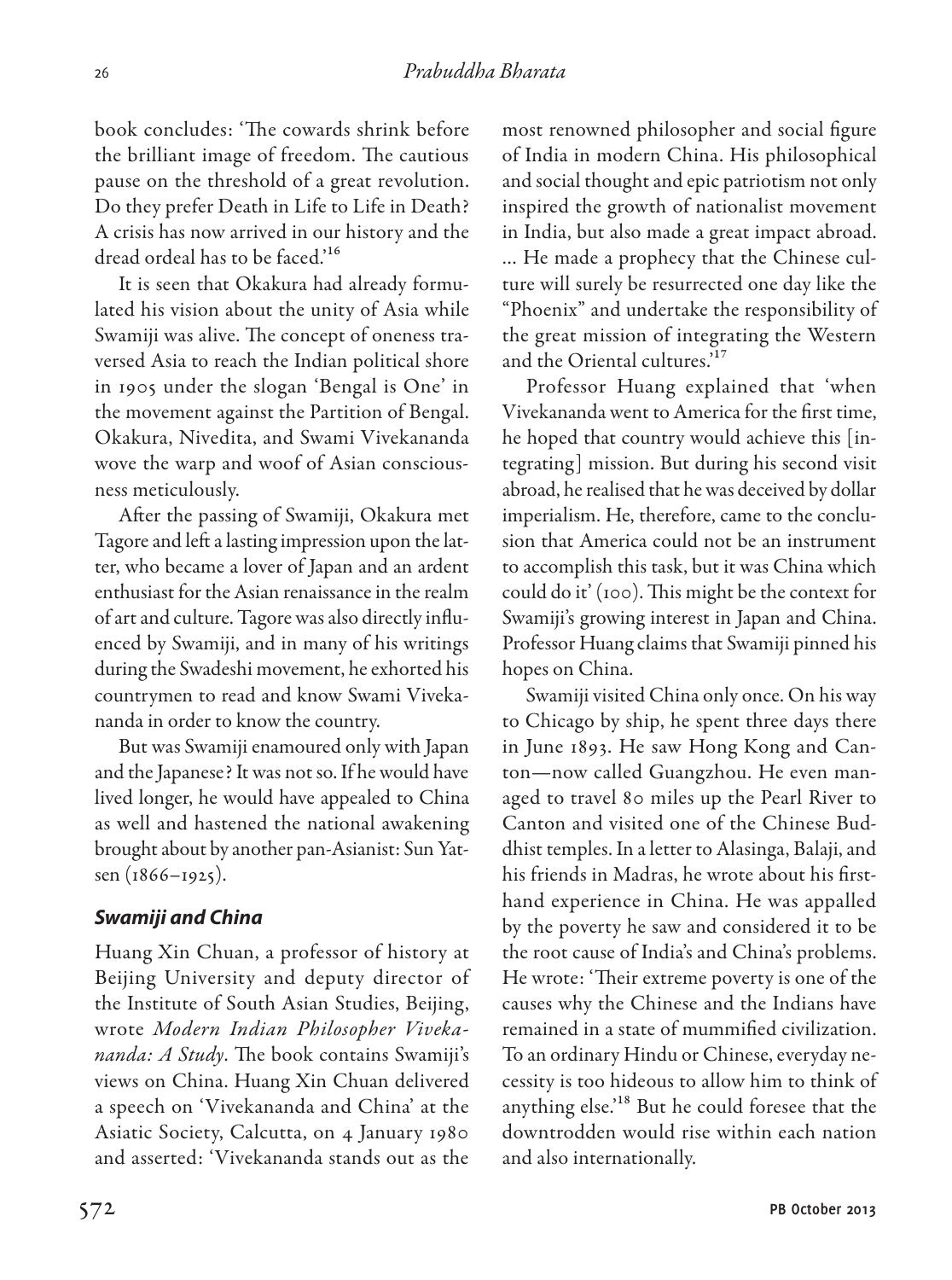book concludes: 'The cowards shrink before the brilliant image of freedom. The cautious pause on the threshold of a great revolution. Do they prefer Death in Life to Life in Death? A crisis has now arrived in our history and the dread ordeal has to be faced.'[16]

It is seen that Okakura had already formulated his vision about the unity of Asia while Swamiji was alive. The concept of oneness traversed Asia to reach the Indian political shore in 1905 under the slogan 'Bengal is One' in the movement against the Partition of Bengal. Okakura, Nivedita, and Swami Vivekananda wove the warp and woof of Asian consciousness meticulously.

After the passing of Swamiji, Okakura met Tagore and left a lasting impression upon the latter, who became a lover of Japan and an ardent enthusiast for the Asian renaissance in the realm of art and culture. Tagore was also directly influenced by Swamiji, and in many of his writings during the Swadeshi movement, he exhorted his countrymen to read and know Swami Vivekananda in order to know the country.

But was Swamiji enamoured only with Japan and the Japanese? It was not so. If he would have lived longer, he would have appealed to China as well and hastened the national awakening brought about by another pan-Asianist: Sun Yatsen (1866–1925).

### *Swamiji and China*

Huang Xin Chuan, a professor of history at Beijing University and deputy director of the Institute of South Asian Studies, Beijing, wrote *Modern Indian Philosopher Vivekananda: A Study*. The book contains Swamiji's views on China. Huang Xin Chuan delivered a speech on 'Vivekananda and China' at the Asiatic Society, Calcutta, on 4 January 1980 and asserted: 'Vivekananda stands out as the most renowned philosopher and social figure of India in modern China. His philosophical and social thought and epic patriotism not only inspired the growth of nationalist movement in India, but also made a great impact abroad. … He made a prophecy that the Chinese culture will surely be resurrected one day like the "Phoenix" and undertake the responsibility of the great mission of integrating the Western and the Oriental cultures.'[17]

Professor Huang explained that 'when Vivekananda went to America for the first time, he hoped that country would achieve this [integrating] mission. But during his second visit abroad, he realised that he was deceived by dollar imperialism. He, therefore, came to the conclusion that America could not be an instrument to accomplish this task, but it was China which could do it' (100). This might be the context for Swamiji's growing interest in Japan and China. Professor Huang claims that Swamiji pinned his hopes on China.

Swamiji visited China only once. On his way to Chicago by ship, he spent three days there in June 1893. He saw Hong Kong and Canton—now called Guangzhou. He even managed to travel 80 miles up the Pearl River to Canton and visited one of the Chinese Buddhist temples. In a letter to Alasinga, Balaji, and his friends in Madras, he wrote about his first-hand experience in China. He was appalled by the poverty he saw and considered it to be the root cause of India's and China's problems. He wrote: 'Their extreme poverty is one of the causes why the Chinese and the Indians have remained in a state of mummified civilization. To an ordinary Hindu or Chinese, everyday necessity is too hideous to allow him to think of anything else.'[18] But he could foresee that the downtrodden would rise within each nation and also internationally.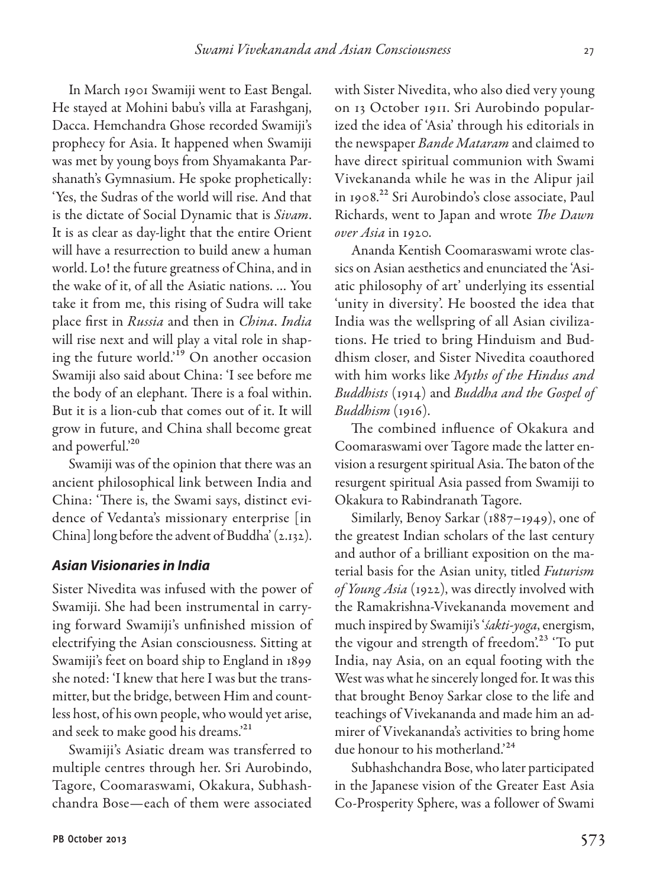In March 1901 Swamiji went to East Bengal. He stayed at Mohini babu's villa at Farashganj, Dacca. Hemchandra Ghose recorded Swamiji's prophecy for Asia. It happened when Swamiji was met by young boys from Shyamakanta Parshanath's Gymnasium. He spoke prophetically: 'Yes, the Sudras of the world will rise. And that is the dictate of Social Dynamic that is *Sivam*. It is as clear as day-light that the entire Orient will have a resurrection to build anew a human world. Lo! the future greatness of China, and in the wake of it, of all the Asiatic nations. … You take it from me, this rising of Sudra will take place first in *Russia* and then in *China*. *India* will rise next and will play a vital role in shaping the future world.'[19] On another occasion Swamiji also said about China: 'I see before me the body of an elephant. There is a foal within. But it is a lion-cub that comes out of it. It will grow in future, and China shall become great and powerful.'[20]

Swamiji was of the opinion that there was an ancient philosophical link between India and China: 'There is, the Swami says, distinct evidence of Vedanta's missionary enterprise [in China] long before the advent of Buddha' (2.132).

### *Asian Visionaries in India*

Sister Nivedita was infused with the power of Swamiji. She had been instrumental in carrying forward Swamiji's unfinished mission of electrifying the Asian consciousness. Sitting at Swamiji's feet on board ship to England in 1899 she noted: 'I knew that here I was but the transmitter, but the bridge, between Him and countless host, of his own people, who would yet arise, and seek to make good his dreams.'[21]

Swamiji's Asiatic dream was transferred to multiple centres through her. Sri Aurobindo, Tagore, Coomaraswami, Okakura, Subhashchandra Bose—each of them were associated with Sister Nivedita, who also died very young on 13 October 1911. Sri Aurobindo popularized the idea of 'Asia' through his editorials in the newspaper *Bande Mataram* and claimed to have direct spiritual communion with Swami Vivekananda while he was in the Alipur jail in 1908.[22] Sri Aurobindo's close associate, Paul Richards, went to Japan and wrote *The Dawn over Asia* in 1920.

Ananda Kentish Coomaraswami wrote classics on Asian aesthetics and enunciated the 'Asiatic philosophy of art' underlying its essential 'unity in diversity'. He boosted the idea that India was the wellspring of all Asian civilizations. He tried to bring Hinduism and Buddhism closer, and Sister Nivedita coauthored with him works like *Myths of the Hindus and Buddhists* (1914) and *Buddha and the Gospel of Buddhism* (1916).

The combined influence of Okakura and Coomaraswami over Tagore made the latter envision a resurgent spiritual Asia. The baton of the resurgent spiritual Asia passed from Swamiji to Okakura to Rabindranath Tagore.

Similarly, Benoy Sarkar (1887–1949), one of the greatest Indian scholars of the last century and author of a brilliant exposition on the material basis for the Asian unity, titled *Futurism of Young Asia* (1922), was directly involved with the Ramakrishna-Vivekananda movement and much inspired by Swamiji's '*śakti-yoga*, energism, the vigour and strength of freedom'.[23] 'To put India, nay Asia, on an equal footing with the West was what he sincerely longed for. It was this that brought Benoy Sarkar close to the life and teachings of Vivekananda and made him an admirer of Vivekananda's activities to bring home due honour to his motherland.'[24]

Subhashchandra Bose, who later participated in the Japanese vision of the Greater East Asia Co-Prosperity Sphere, was a follower of Swami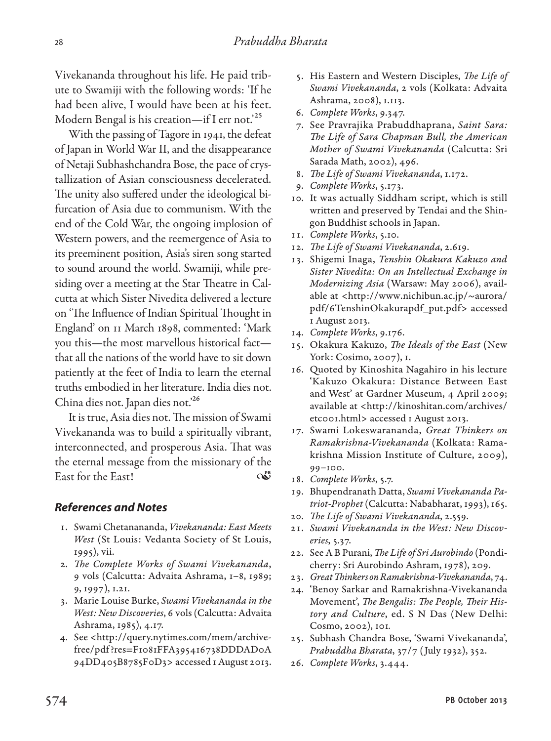Vivekananda throughout his life. He paid tribute to Swamiji with the following words: 'If he had been alive, I would have been at his feet. Modern Bengal is his creation—if I err not.'[25]

With the passing of Tagore in 1941, the defeat of Japan in World War II, and the disappearance of Netaji Subhashchandra Bose, the pace of crystallization of Asian consciousness decelerated. The unity also suffered under the ideological bifurcation of Asia due to communism. With the end of the Cold War, the ongoing implosion of Western powers, and the reemergence of Asia to its preeminent position, Asia's siren song started to sound around the world. Swamiji, while presiding over a meeting at the Star Theatre in Calcutta at which Sister Nivedita delivered a lecture on 'The Influence of Indian Spiritual Thought in England' on 11 March 1898, commented: 'Mark you this—the most marvellous historical fact—that all the nations of the world have to sit down patiently at the feet of India to learn the eternal truths embodied in her literature. India dies not. China dies not. Japan dies not.'[26]

It is true, Asia dies not. The mission of Swami Vivekananda was to build a spiritually vibrant, interconnected, and prosperous Asia. That was the eternal message from the missionary of the East for the East!

### References and Notes

1. Swami Chetanananda, *Vivekananda: East Meets West* (St Louis: Vedanta Society of St Louis, 1995), vii.
2. *The Complete Works of Swami Vivekananda*, 9 vols (Calcutta: Advaita Ashrama, 1–8, 1989; 9, 1997), 1.21.
3. Marie Louise Burke, *Swami Vivekananda in the West: New Discoveries*, 6 vols (Calcutta: Advaita Ashrama, 1985), 4.17.
4. See <http://query.nytimes.com/mem/archive-free/pdf?res=F1081FFA395416738DDDAD0A94DD405B8785F0D3> accessed 1 August 2013.
5. His Eastern and Western Disciples, *The Life of Swami Vivekananda*, 2 vols (Kolkata: Advaita Ashrama, 2008), 1.113.
6. *Complete Works*, 9.347.
7. See Pravrajika Prabuddhaprana, *Saint Sara: The Life of Sara Chapman Bull, the American Mother of Swami Vivekananda* (Calcutta: Sri Sarada Math, 2002), 496.
8. *The Life of Swami Vivekananda*, 1.172.
9. *Complete Works*, 5.173.
10. It was actually Siddham script, which is still written and preserved by Tendai and the Shingon Buddhist schools in Japan.
11. *Complete Works*, 5.10.
12. *The Life of Swami Vivekananda*, 2.619.
13. Shigemi Inaga, *Tenshin Okakura Kakuzo and Sister Nivedita: On an Intellectual Exchange in Modernizing Asia* (Warsaw: May 2006), available at <http://www.nichibun.ac.jp/~aurora/pdf/6TenshinOkakurapdf_put.pdf> accessed 1 August 2013.
14. *Complete Works*, 9.176.
15. Okakura Kakuzo, *The Ideals of the East* (New York: Cosimo, 2007), 1.
16. Quoted by Kinoshita Nagahiro in his lecture 'Kakuzo Okakura: Distance Between East and West' at Gardner Museum, 4 April 2009; available at <http://kinoshitan.com/archives/etc001.html> accessed 1 August 2013.
17. Swami Lokeswarananda, *Great Thinkers on Ramakrishna-Vivekananda* (Kolkata: Ramakrishna Mission Institute of Culture, 2009), 99–100.
18. *Complete Works*, 5.7.
19. Bhupendranath Datta, *Swami Vivekananda Patriot-Prophet* (Calcutta: Nababharat, 1993), 165.
20. *The Life of Swami Vivekananda*, 2.559.
21. *Swami Vivekananda in the West: New Discoveries*, 5.37.
22. See A B Purani, *The Life of Sri Aurobindo* (Pondicherry: Sri Aurobindo Ashram, 1978), 209.
23. *Great Thinkers on Ramakrishna-Vivekananda*, 74.
24. 'Benoy Sarkar and Ramakrishna-Vivekananda Movement', *The Bengalis: The People, Their History and Culture*, ed. S N Das (New Delhi: Cosmo, 2002), 101.
25. Subhash Chandra Bose, 'Swami Vivekananda', *Prabuddha Bharata*, 37/7 (July 1932), 352.
26. *Complete Works*, 3.444.